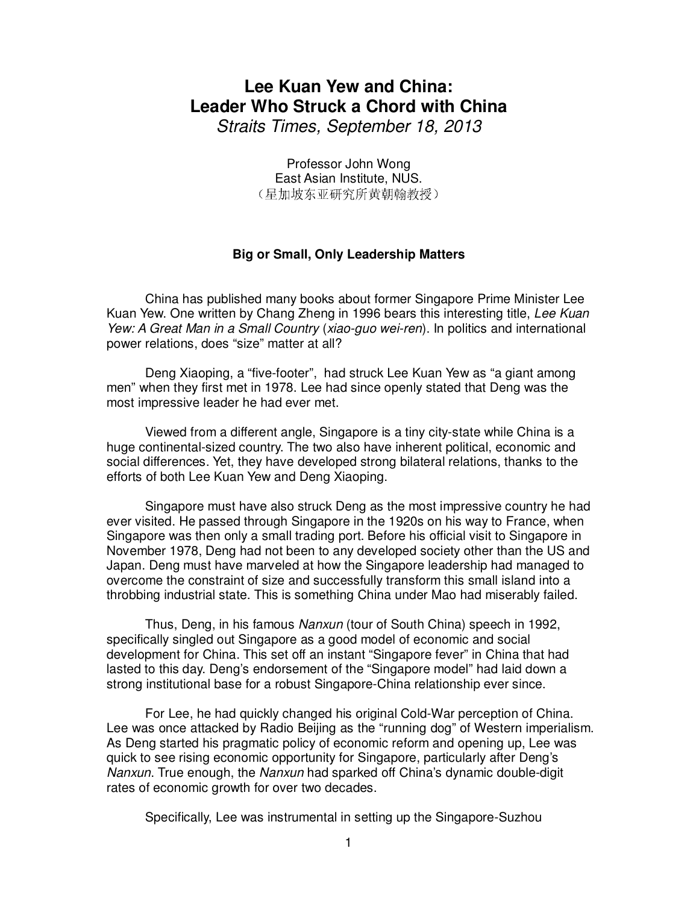# Lee Kuan Yew and China: Leader Who Struck a Chord with China

*Straits Times, September 18, 2013*

Professor John Wong
East Asian Institute, NUS.
（星加坡东亚研究所黄朝翰教授）

### Big or Small, Only Leadership Matters

China has published many books about former Singapore Prime Minister Lee Kuan Yew. One written by Chang Zheng in 1996 bears this interesting title, *Lee Kuan Yew: A Great Man in a Small Country* (*xiao-guo wei-ren*). In politics and international power relations, does "size" matter at all?

Deng Xiaoping, a "five-footer", had struck Lee Kuan Yew as "a giant among men" when they first met in 1978. Lee had since openly stated that Deng was the most impressive leader he had ever met.

Viewed from a different angle, Singapore is a tiny city-state while China is a huge continental-sized country. The two also have inherent political, economic and social differences. Yet, they have developed strong bilateral relations, thanks to the efforts of both Lee Kuan Yew and Deng Xiaoping.

Singapore must have also struck Deng as the most impressive country he had ever visited. He passed through Singapore in the 1920s on his way to France, when Singapore was then only a small trading port. Before his official visit to Singapore in November 1978, Deng had not been to any developed society other than the US and Japan. Deng must have marveled at how the Singapore leadership had managed to overcome the constraint of size and successfully transform this small island into a throbbing industrial state. This is something China under Mao had miserably failed.

Thus, Deng, in his famous *Nanxun* (tour of South China) speech in 1992, specifically singled out Singapore as a good model of economic and social development for China. This set off an instant "Singapore fever" in China that had lasted to this day. Deng's endorsement of the "Singapore model" had laid down a strong institutional base for a robust Singapore-China relationship ever since.

For Lee, he had quickly changed his original Cold-War perception of China. Lee was once attacked by Radio Beijing as the "running dog" of Western imperialism. As Deng started his pragmatic policy of economic reform and opening up, Lee was quick to see rising economic opportunity for Singapore, particularly after Deng's *Nanxun*. True enough, the *Nanxun* had sparked off China's dynamic double-digit rates of economic growth for over two decades.

Specifically, Lee was instrumental in setting up the Singapore-Suzhou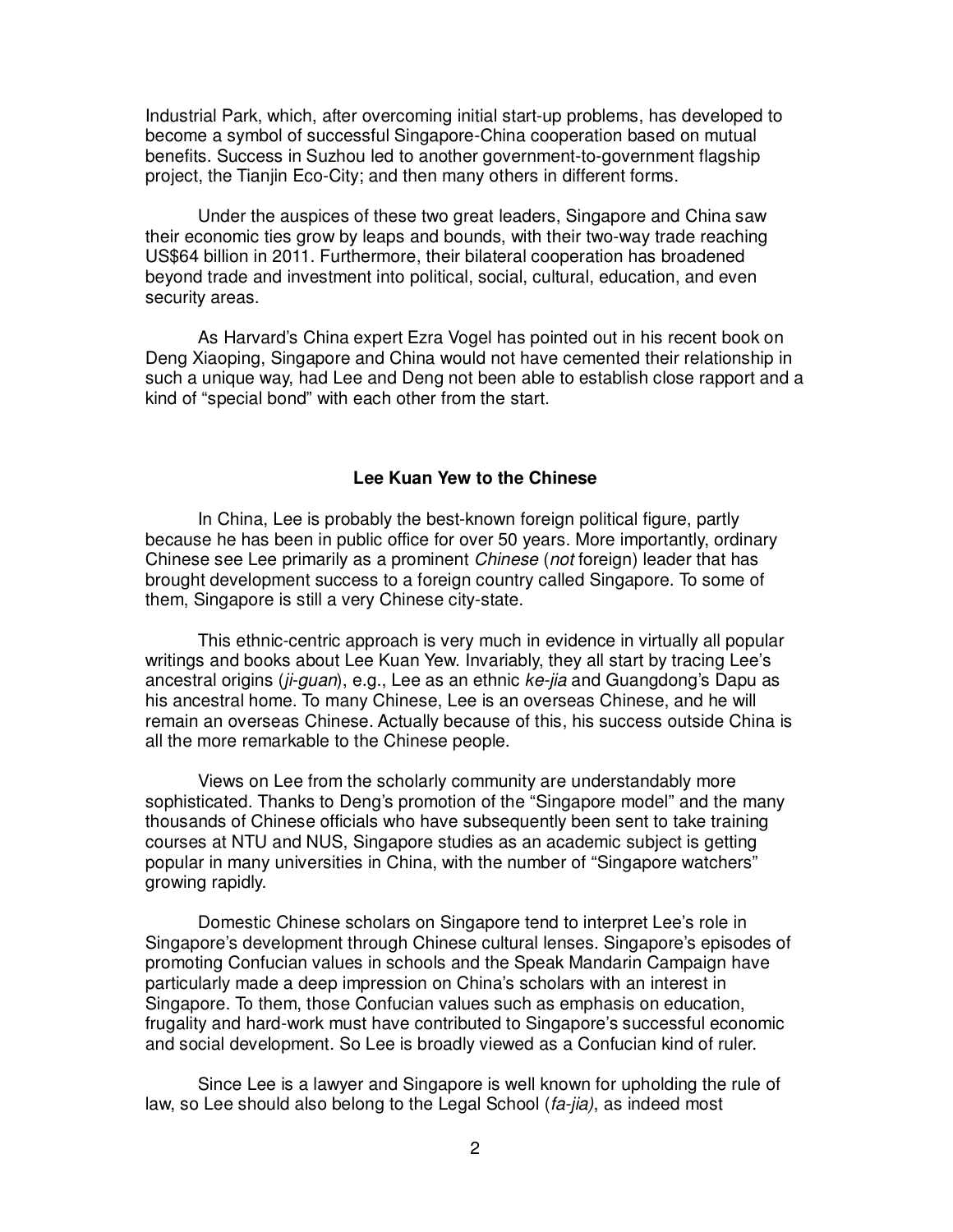Industrial Park, which, after overcoming initial start-up problems, has developed to become a symbol of successful Singapore-China cooperation based on mutual benefits. Success in Suzhou led to another government-to-government flagship project, the Tianjin Eco-City; and then many others in different forms.

Under the auspices of these two great leaders, Singapore and China saw their economic ties grow by leaps and bounds, with their two-way trade reaching US$64 billion in 2011. Furthermore, their bilateral cooperation has broadened beyond trade and investment into political, social, cultural, education, and even security areas.

As Harvard's China expert Ezra Vogel has pointed out in his recent book on Deng Xiaoping, Singapore and China would not have cemented their relationship in such a unique way, had Lee and Deng not been able to establish close rapport and a kind of "special bond" with each other from the start.

### Lee Kuan Yew to the Chinese

In China, Lee is probably the best-known foreign political figure, partly because he has been in public office for over 50 years. More importantly, ordinary Chinese see Lee primarily as a prominent *Chinese* (*not* foreign) leader that has brought development success to a foreign country called Singapore. To some of them, Singapore is still a very Chinese city-state.

This ethnic-centric approach is very much in evidence in virtually all popular writings and books about Lee Kuan Yew. Invariably, they all start by tracing Lee's ancestral origins (*ji-guan*), e.g., Lee as an ethnic *ke-jia* and Guangdong's Dapu as his ancestral home. To many Chinese, Lee is an overseas Chinese, and he will remain an overseas Chinese. Actually because of this, his success outside China is all the more remarkable to the Chinese people.

Views on Lee from the scholarly community are understandably more sophisticated. Thanks to Deng's promotion of the "Singapore model" and the many thousands of Chinese officials who have subsequently been sent to take training courses at NTU and NUS, Singapore studies as an academic subject is getting popular in many universities in China, with the number of "Singapore watchers" growing rapidly.

Domestic Chinese scholars on Singapore tend to interpret Lee's role in Singapore's development through Chinese cultural lenses. Singapore's episodes of promoting Confucian values in schools and the Speak Mandarin Campaign have particularly made a deep impression on China's scholars with an interest in Singapore. To them, those Confucian values such as emphasis on education, frugality and hard-work must have contributed to Singapore's successful economic and social development. So Lee is broadly viewed as a Confucian kind of ruler.

Since Lee is a lawyer and Singapore is well known for upholding the rule of law, so Lee should also belong to the Legal School (*fa-jia)*, as indeed most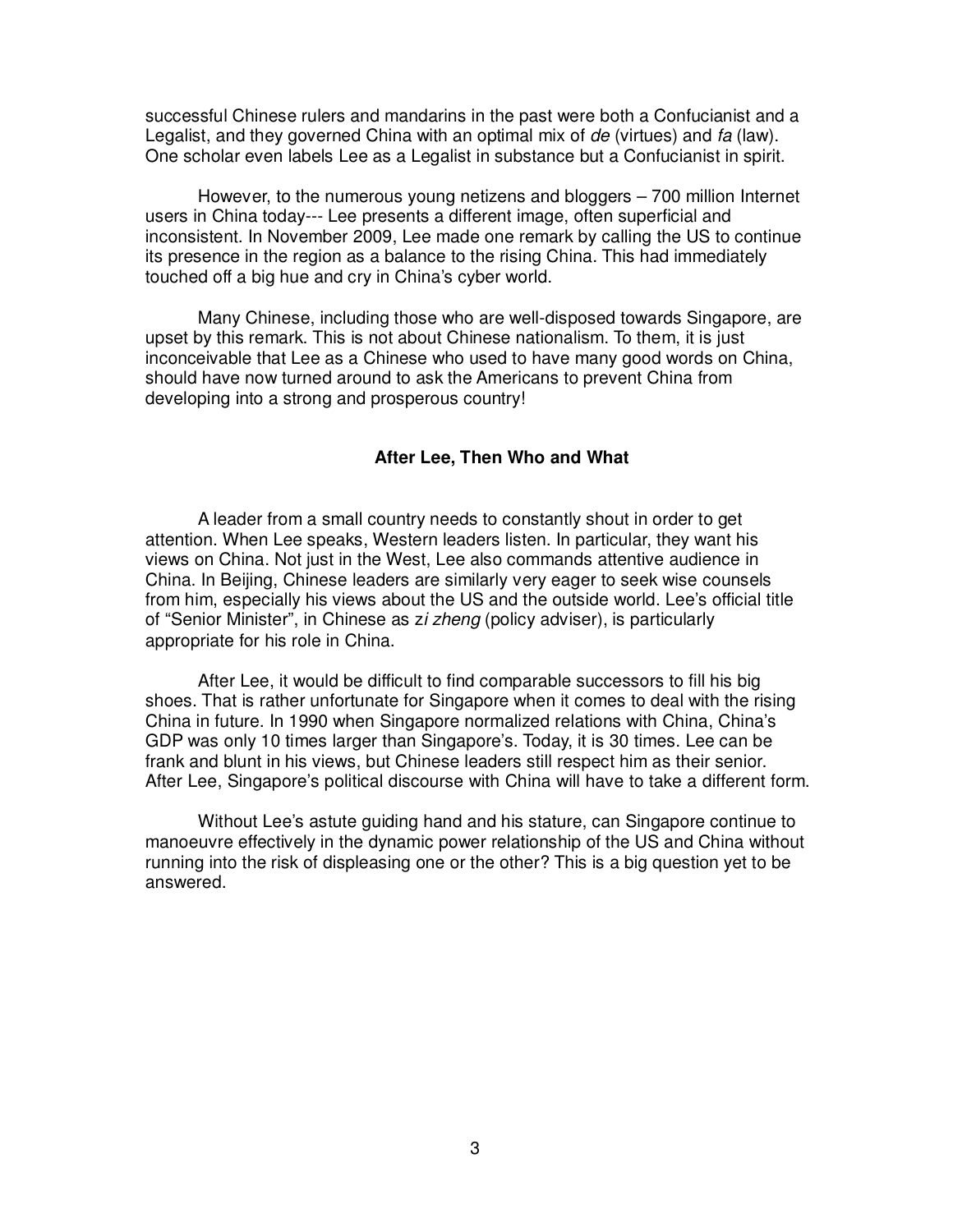successful Chinese rulers and mandarins in the past were both a Confucianist and a Legalist, and they governed China with an optimal mix of *de* (virtues) and *fa* (law). One scholar even labels Lee as a Legalist in substance but a Confucianist in spirit.

However, to the numerous young netizens and bloggers – 700 million Internet users in China today--- Lee presents a different image, often superficial and inconsistent. In November 2009, Lee made one remark by calling the US to continue its presence in the region as a balance to the rising China. This had immediately touched off a big hue and cry in China's cyber world.

Many Chinese, including those who are well-disposed towards Singapore, are upset by this remark. This is not about Chinese nationalism. To them, it is just inconceivable that Lee as a Chinese who used to have many good words on China, should have now turned around to ask the Americans to prevent China from developing into a strong and prosperous country!

### After Lee, Then Who and What

A leader from a small country needs to constantly shout in order to get attention. When Lee speaks, Western leaders listen. In particular, they want his views on China. Not just in the West, Lee also commands attentive audience in China. In Beijing, Chinese leaders are similarly very eager to seek wise counsels from him, especially his views about the US and the outside world. Lee's official title of "Senior Minister", in Chinese as z*i zheng* (policy adviser), is particularly appropriate for his role in China.

After Lee, it would be difficult to find comparable successors to fill his big shoes. That is rather unfortunate for Singapore when it comes to deal with the rising China in future. In 1990 when Singapore normalized relations with China, China's GDP was only 10 times larger than Singapore's. Today, it is 30 times. Lee can be frank and blunt in his views, but Chinese leaders still respect him as their senior. After Lee, Singapore's political discourse with China will have to take a different form.

Without Lee's astute guiding hand and his stature, can Singapore continue to manoeuvre effectively in the dynamic power relationship of the US and China without running into the risk of displeasing one or the other? This is a big question yet to be answered.